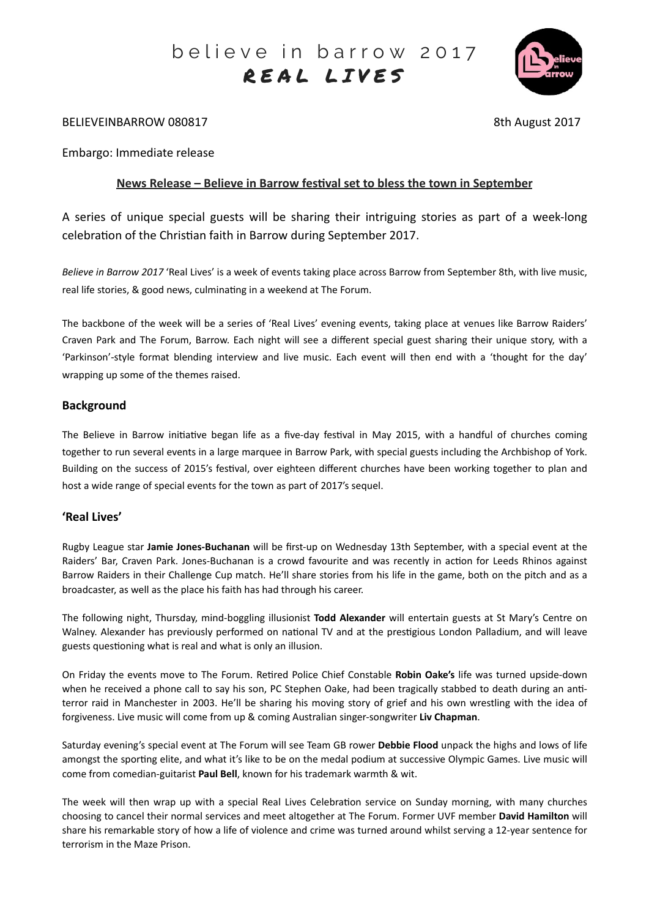# believe in barrow 2017
# REAL LIVES

BELIEVEINBARROW 080817 8th August 2017

Embargo: Immediate release

**News Release – Believe in Barrow festival set to bless the town in September**

A series of unique special guests will be sharing their intriguing stories as part of a week-long celebration of the Christian faith in Barrow during September 2017.

*Believe in Barrow 2017* 'Real Lives' is a week of events taking place across Barrow from September 8th, with live music, real life stories, & good news, culminating in a weekend at The Forum.

The backbone of the week will be a series of 'Real Lives' evening events, taking place at venues like Barrow Raiders' Craven Park and The Forum, Barrow. Each night will see a different special guest sharing their unique story, with a 'Parkinson'-style format blending interview and live music. Each event will then end with a 'thought for the day' wrapping up some of the themes raised.

## Background

The Believe in Barrow initiative began life as a five-day festival in May 2015, with a handful of churches coming together to run several events in a large marquee in Barrow Park, with special guests including the Archbishop of York. Building on the success of 2015's festival, over eighteen different churches have been working together to plan and host a wide range of special events for the town as part of 2017's sequel.

## 'Real Lives'

Rugby League star **Jamie Jones-Buchanan** will be first-up on Wednesday 13th September, with a special event at the Raiders' Bar, Craven Park. Jones-Buchanan is a crowd favourite and was recently in action for Leeds Rhinos against Barrow Raiders in their Challenge Cup match. He'll share stories from his life in the game, both on the pitch and as a broadcaster, as well as the place his faith has had through his career.

The following night, Thursday, mind-boggling illusionist **Todd Alexander** will entertain guests at St Mary's Centre on Walney. Alexander has previously performed on national TV and at the prestigious London Palladium, and will leave guests questioning what is real and what is only an illusion.

On Friday the events move to The Forum. Retired Police Chief Constable **Robin Oake's** life was turned upside-down when he received a phone call to say his son, PC Stephen Oake, had been tragically stabbed to death during an anti-terror raid in Manchester in 2003. He'll be sharing his moving story of grief and his own wrestling with the idea of forgiveness. Live music will come from up & coming Australian singer-songwriter **Liv Chapman**.

Saturday evening's special event at The Forum will see Team GB rower **Debbie Flood** unpack the highs and lows of life amongst the sporting elite, and what it's like to be on the medal podium at successive Olympic Games. Live music will come from comedian-guitarist **Paul Bell**, known for his trademark warmth & wit.

The week will then wrap up with a special Real Lives Celebration service on Sunday morning, with many churches choosing to cancel their normal services and meet altogether at The Forum. Former UVF member **David Hamilton** will share his remarkable story of how a life of violence and crime was turned around whilst serving a 12-year sentence for terrorism in the Maze Prison.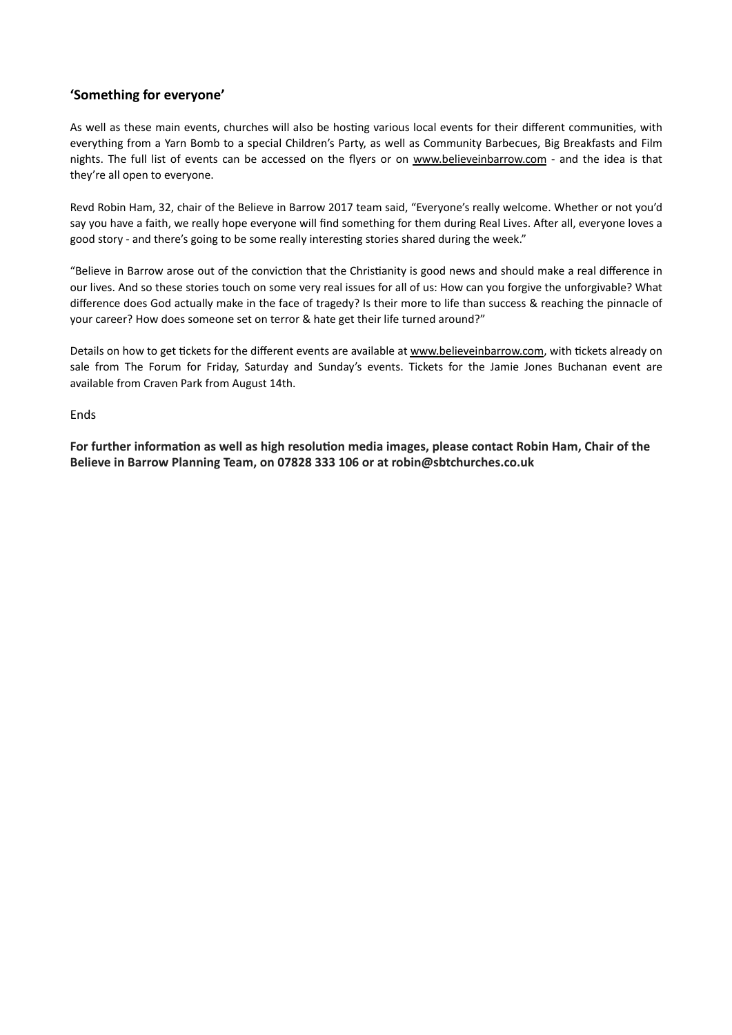## 'Something for everyone'

As well as these main events, churches will also be hosting various local events for their different communities, with everything from a Yarn Bomb to a special Children's Party, as well as Community Barbecues, Big Breakfasts and Film nights. The full list of events can be accessed on the flyers or on www.believeinbarrow.com - and the idea is that they're all open to everyone.

Revd Robin Ham, 32, chair of the Believe in Barrow 2017 team said, "Everyone's really welcome. Whether or not you'd say you have a faith, we really hope everyone will find something for them during Real Lives. After all, everyone loves a good story - and there's going to be some really interesting stories shared during the week."

"Believe in Barrow arose out of the conviction that the Christianity is good news and should make a real difference in our lives. And so these stories touch on some very real issues for all of us: How can you forgive the unforgivable? What difference does God actually make in the face of tragedy? Is their more to life than success & reaching the pinnacle of your career? How does someone set on terror & hate get their life turned around?"

Details on how to get tickets for the different events are available at www.believeinbarrow.com, with tickets already on sale from The Forum for Friday, Saturday and Sunday's events. Tickets for the Jamie Jones Buchanan event are available from Craven Park from August 14th.

Ends

**For further information as well as high resolution media images, please contact Robin Ham, Chair of the Believe in Barrow Planning Team, on 07828 333 106 or at robin@sbtchurches.co.uk**